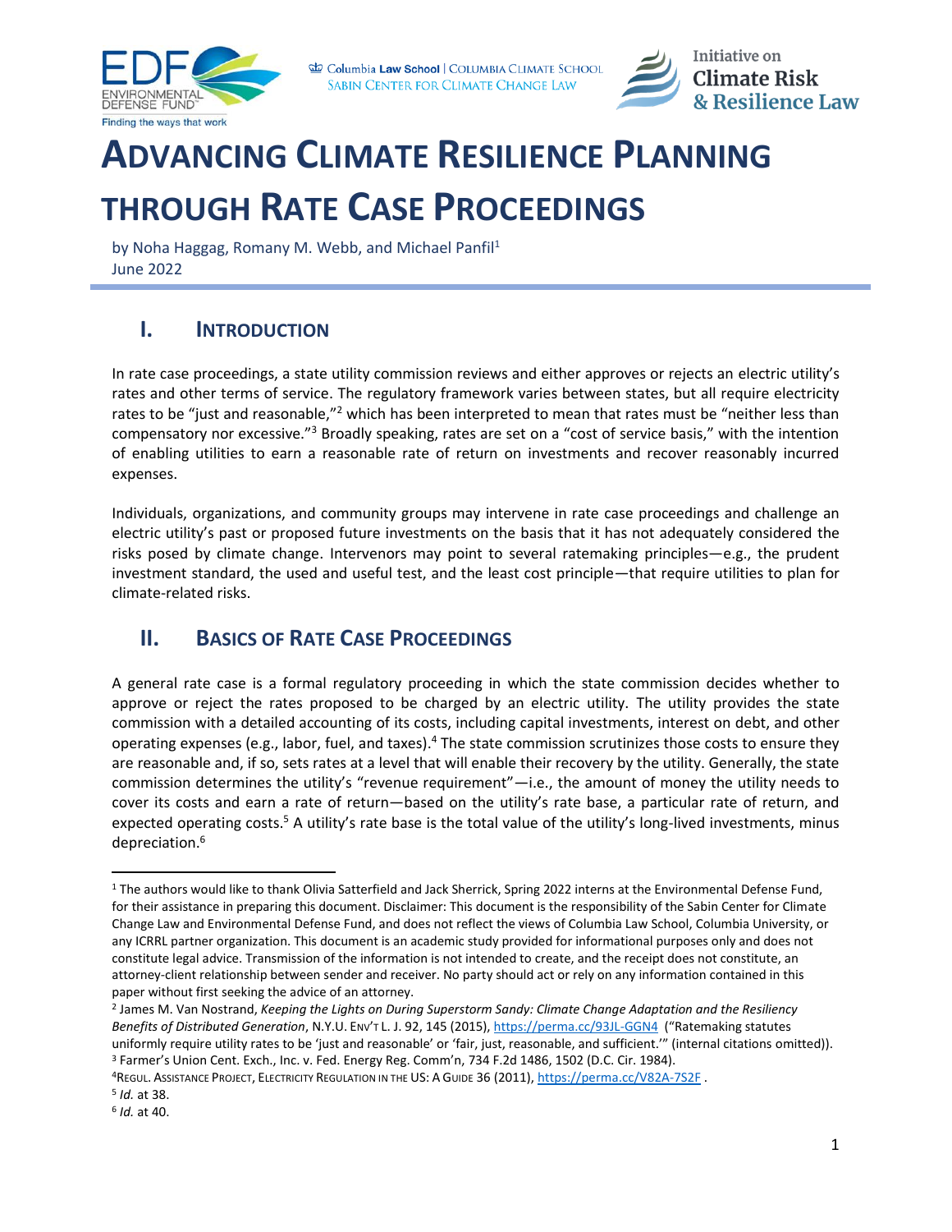# ADVANCING CLIMATE RESILIENCE PLANNING THROUGH RATE CASE PROCEEDINGS

by Noha Haggag, Romany M. Webb, and Michael Panfil[1]
June 2022

## I. INTRODUCTION

In rate case proceedings, a state utility commission reviews and either approves or rejects an electric utility's rates and other terms of service. The regulatory framework varies between states, but all require electricity rates to be "just and reasonable,"[2] which has been interpreted to mean that rates must be "neither less than compensatory nor excessive."[3] Broadly speaking, rates are set on a "cost of service basis," with the intention of enabling utilities to earn a reasonable rate of return on investments and recover reasonably incurred expenses.

Individuals, organizations, and community groups may intervene in rate case proceedings and challenge an electric utility's past or proposed future investments on the basis that it has not adequately considered the risks posed by climate change. Intervenors may point to several ratemaking principles—e.g., the prudent investment standard, the used and useful test, and the least cost principle—that require utilities to plan for climate-related risks.

## II. BASICS OF RATE CASE PROCEEDINGS

A general rate case is a formal regulatory proceeding in which the state commission decides whether to approve or reject the rates proposed to be charged by an electric utility. The utility provides the state commission with a detailed accounting of its costs, including capital investments, interest on debt, and other operating expenses (e.g., labor, fuel, and taxes).[4] The state commission scrutinizes those costs to ensure they are reasonable and, if so, sets rates at a level that will enable their recovery by the utility. Generally, the state commission determines the utility's "revenue requirement"—i.e., the amount of money the utility needs to cover its costs and earn a rate of return—based on the utility's rate base, a particular rate of return, and expected operating costs.[5] A utility's rate base is the total value of the utility's long-lived investments, minus depreciation.[6]

---

[1] The authors would like to thank Olivia Satterfield and Jack Sherrick, Spring 2022 interns at the Environmental Defense Fund, for their assistance in preparing this document. Disclaimer: This document is the responsibility of the Sabin Center for Climate Change Law and Environmental Defense Fund, and does not reflect the views of Columbia Law School, Columbia University, or any ICRRL partner organization. This document is an academic study provided for informational purposes only and does not constitute legal advice. Transmission of the information is not intended to create, and the receipt does not constitute, an attorney-client relationship between sender and receiver. No party should act or rely on any information contained in this paper without first seeking the advice of an attorney.

[2] James M. Van Nostrand, *Keeping the Lights on During Superstorm Sandy: Climate Change Adaptation and the Resiliency Benefits of Distributed Generation*, N.Y.U. ENV'T L. J. 92, 145 (2015), https://perma.cc/93JL-GGN4 ("Ratemaking statutes uniformly require utility rates to be 'just and reasonable' or 'fair, just, reasonable, and sufficient.'" (internal citations omitted)).

[3] Farmer's Union Cent. Exch., Inc. v. Fed. Energy Reg. Comm'n, 734 F.2d 1486, 1502 (D.C. Cir. 1984).

[4] REGUL. ASSISTANCE PROJECT, ELECTRICITY REGULATION IN THE US: A GUIDE 36 (2011), https://perma.cc/V82A-7S2F .

[5] *Id.* at 38.

[6] *Id.* at 40.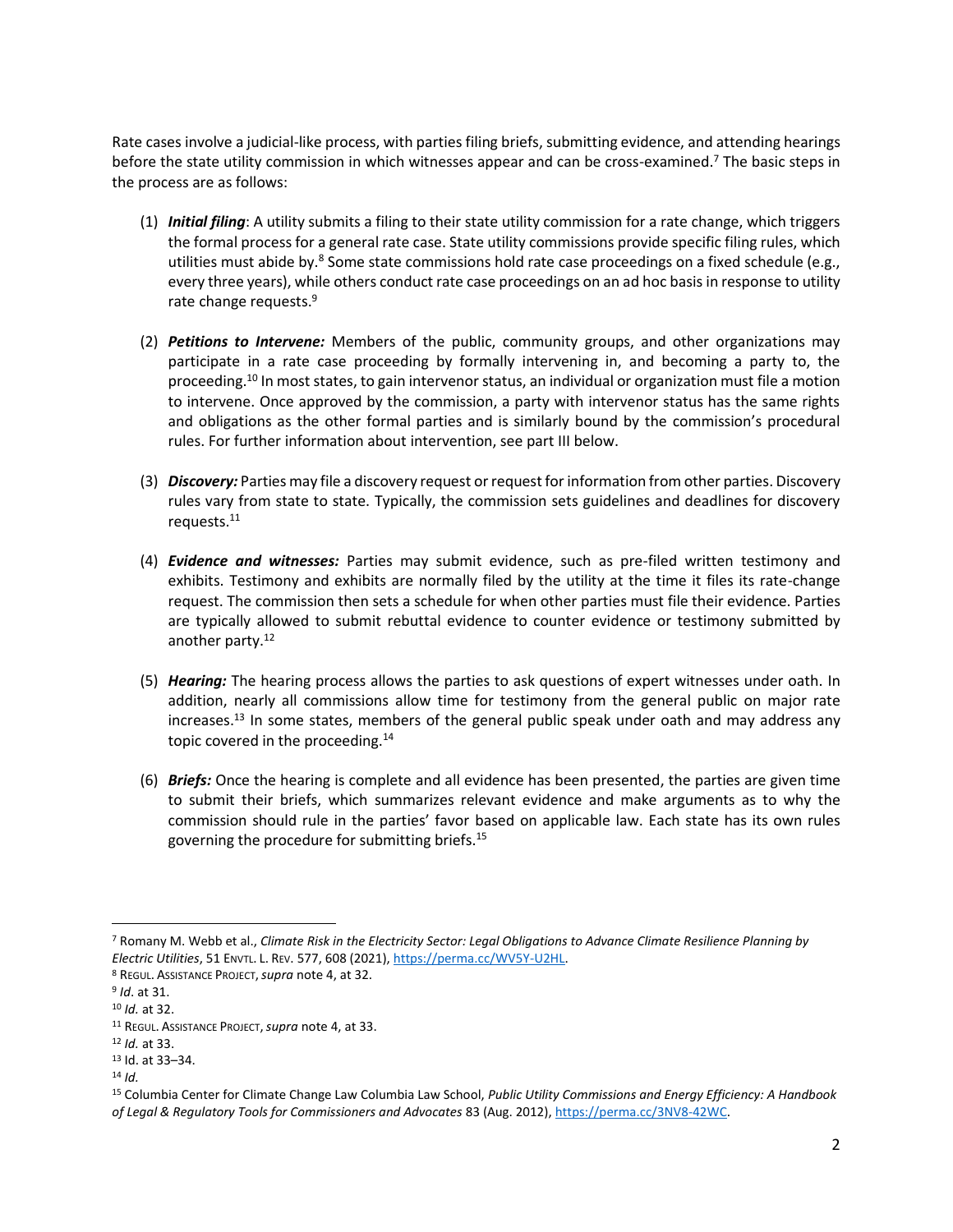Rate cases involve a judicial-like process, with parties filing briefs, submitting evidence, and attending hearings before the state utility commission in which witnesses appear and can be cross-examined.[7] The basic steps in the process are as follows:

(1) ***Initial filing***: A utility submits a filing to their state utility commission for a rate change, which triggers the formal process for a general rate case. State utility commissions provide specific filing rules, which utilities must abide by.[8] Some state commissions hold rate case proceedings on a fixed schedule (e.g., every three years), while others conduct rate case proceedings on an ad hoc basis in response to utility rate change requests.[9]

(2) ***Petitions to Intervene:*** Members of the public, community groups, and other organizations may participate in a rate case proceeding by formally intervening in, and becoming a party to, the proceeding.[10] In most states, to gain intervenor status, an individual or organization must file a motion to intervene. Once approved by the commission, a party with intervenor status has the same rights and obligations as the other formal parties and is similarly bound by the commission's procedural rules. For further information about intervention, see part III below.

(3) ***Discovery:*** Parties may file a discovery request or request for information from other parties. Discovery rules vary from state to state. Typically, the commission sets guidelines and deadlines for discovery requests.[11]

(4) ***Evidence and witnesses:*** Parties may submit evidence, such as pre-filed written testimony and exhibits. Testimony and exhibits are normally filed by the utility at the time it files its rate-change request. The commission then sets a schedule for when other parties must file their evidence. Parties are typically allowed to submit rebuttal evidence to counter evidence or testimony submitted by another party.[12]

(5) ***Hearing:*** The hearing process allows the parties to ask questions of expert witnesses under oath. In addition, nearly all commissions allow time for testimony from the general public on major rate increases.[13] In some states, members of the general public speak under oath and may address any topic covered in the proceeding.[14]

(6) ***Briefs:*** Once the hearing is complete and all evidence has been presented, the parties are given time to submit their briefs, which summarizes relevant evidence and make arguments as to why the commission should rule in the parties' favor based on applicable law. Each state has its own rules governing the procedure for submitting briefs.[15]

---

[7] Romany M. Webb et al., *Climate Risk in the Electricity Sector: Legal Obligations to Advance Climate Resilience Planning by Electric Utilities*, 51 ENVTL. L. REV. 577, 608 (2021), https://perma.cc/WV5Y-U2HL.

[8] REGUL. ASSISTANCE PROJECT, *supra* note 4, at 32.

[9] *Id*. at 31.

[10] *Id.* at 32.

[11] REGUL. ASSISTANCE PROJECT, *supra* note 4, at 33.

[12] *Id.* at 33.

[13] Id. at 33–34.

[14] *Id.*

[15] Columbia Center for Climate Change Law Columbia Law School, *Public Utility Commissions and Energy Efficiency: A Handbook of Legal & Regulatory Tools for Commissioners and Advocates* 83 (Aug. 2012), https://perma.cc/3NV8-42WC.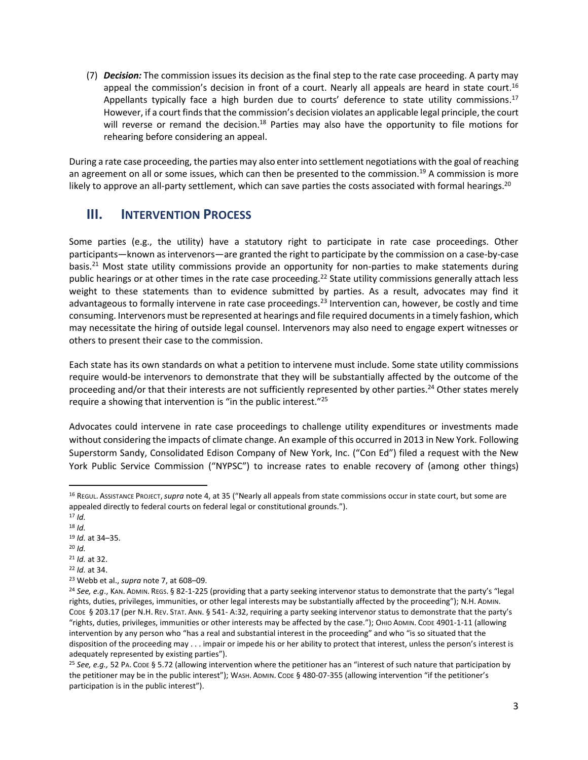(7) ***Decision:*** The commission issues its decision as the final step to the rate case proceeding. A party may appeal the commission's decision in front of a court. Nearly all appeals are heard in state court.[16] Appellants typically face a high burden due to courts' deference to state utility commissions.[17] However, if a court finds that the commission's decision violates an applicable legal principle, the court will reverse or remand the decision.[18] Parties may also have the opportunity to file motions for rehearing before considering an appeal.

During a rate case proceeding, the parties may also enter into settlement negotiations with the goal of reaching an agreement on all or some issues, which can then be presented to the commission.[19] A commission is more likely to approve an all-party settlement, which can save parties the costs associated with formal hearings.[20]

## III. INTERVENTION PROCESS

Some parties (e.g., the utility) have a statutory right to participate in rate case proceedings. Other participants—known as intervenors—are granted the right to participate by the commission on a case-by-case basis.[21] Most state utility commissions provide an opportunity for non-parties to make statements during public hearings or at other times in the rate case proceeding.[22] State utility commissions generally attach less weight to these statements than to evidence submitted by parties. As a result, advocates may find it advantageous to formally intervene in rate case proceedings.[23] Intervention can, however, be costly and time consuming. Intervenors must be represented at hearings and file required documents in a timely fashion, which may necessitate the hiring of outside legal counsel. Intervenors may also need to engage expert witnesses or others to present their case to the commission.

Each state has its own standards on what a petition to intervene must include. Some state utility commissions require would-be intervenors to demonstrate that they will be substantially affected by the outcome of the proceeding and/or that their interests are not sufficiently represented by other parties.[24] Other states merely require a showing that intervention is "in the public interest."[25]

Advocates could intervene in rate case proceedings to challenge utility expenditures or investments made without considering the impacts of climate change. An example of this occurred in 2013 in New York. Following Superstorm Sandy, Consolidated Edison Company of New York, Inc. ("Con Ed") filed a request with the New York Public Service Commission ("NYPSC") to increase rates to enable recovery of (among other things)

---

[16] REGUL. ASSISTANCE PROJECT, *supra* note 4, at 35 ("Nearly all appeals from state commissions occur in state court, but some are appealed directly to federal courts on federal legal or constitutional grounds.").

[17] *Id.*

[18] *Id.*

[19] *Id.* at 34–35.

[20] *Id.*

[21] *Id.* at 32.

[22] *Id.* at 34.

[23] Webb et al., *supra* note 7, at 608–09.

[24] *See, e.g*., KAN. ADMIN. REGS. § 82-1-225 (providing that a party seeking intervenor status to demonstrate that the party's "legal rights, duties, privileges, immunities, or other legal interests may be substantially affected by the proceeding"); N.H. ADMIN. CODE § 203.17 (per N.H. REV. STAT. ANN. § 541- A:32, requiring a party seeking intervenor status to demonstrate that the party's "rights, duties, privileges, immunities or other interests may be affected by the case."); OHIO ADMIN. CODE 4901-1-11 (allowing intervention by any person who "has a real and substantial interest in the proceeding" and who "is so situated that the disposition of the proceeding may . . . impair or impede his or her ability to protect that interest, unless the person's interest is adequately represented by existing parties").

[25] *See, e.g.,* 52 PA. CODE § 5.72 (allowing intervention where the petitioner has an "interest of such nature that participation by the petitioner may be in the public interest"); WASH. ADMIN. CODE § 480-07-355 (allowing intervention "if the petitioner's participation is in the public interest").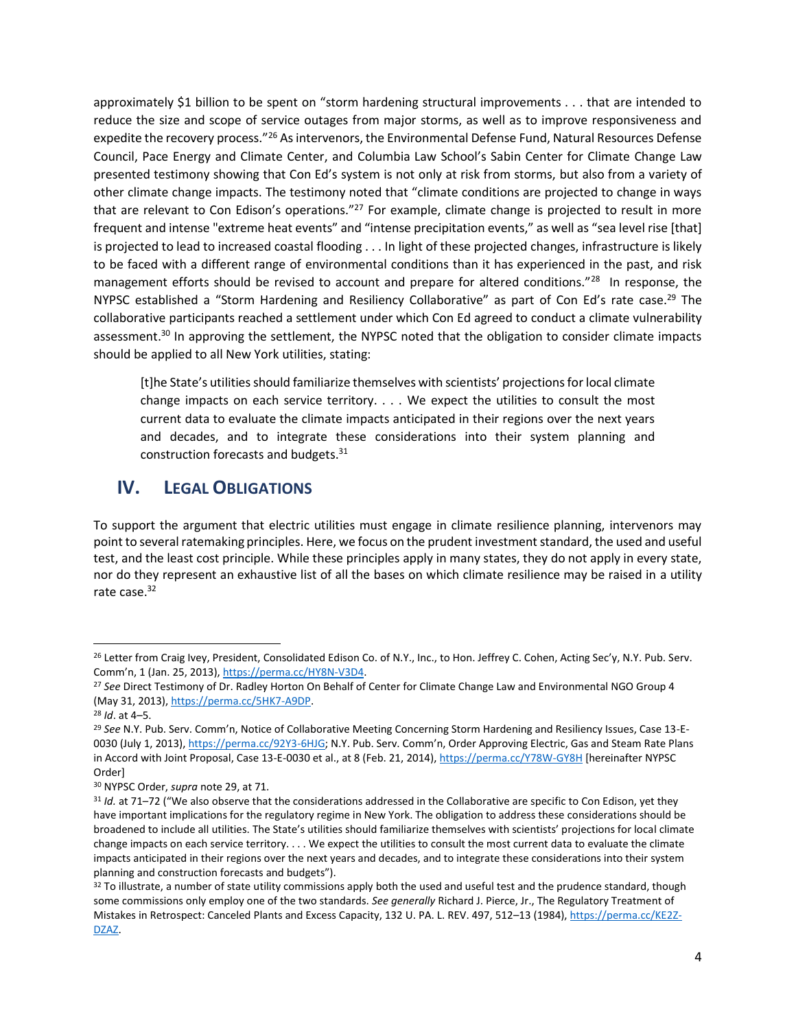approximately $1 billion to be spent on "storm hardening structural improvements . . . that are intended to reduce the size and scope of service outages from major storms, as well as to improve responsiveness and expedite the recovery process."[26] As intervenors, the Environmental Defense Fund, Natural Resources Defense Council, Pace Energy and Climate Center, and Columbia Law School's Sabin Center for Climate Change Law presented testimony showing that Con Ed's system is not only at risk from storms, but also from a variety of other climate change impacts. The testimony noted that "climate conditions are projected to change in ways that are relevant to Con Edison's operations."[27] For example, climate change is projected to result in more frequent and intense "extreme heat events" and "intense precipitation events," as well as "sea level rise [that] is projected to lead to increased coastal flooding . . . In light of these projected changes, infrastructure is likely to be faced with a different range of environmental conditions than it has experienced in the past, and risk management efforts should be revised to account and prepare for altered conditions."[28] In response, the NYPSC established a "Storm Hardening and Resiliency Collaborative" as part of Con Ed's rate case.[29] The collaborative participants reached a settlement under which Con Ed agreed to conduct a climate vulnerability assessment.[30] In approving the settlement, the NYPSC noted that the obligation to consider climate impacts should be applied to all New York utilities, stating:

> [t]he State's utilities should familiarize themselves with scientists' projections for local climate change impacts on each service territory. . . . We expect the utilities to consult the most current data to evaluate the climate impacts anticipated in their regions over the next years and decades, and to integrate these considerations into their system planning and construction forecasts and budgets.[31]

## IV. Legal Obligations

To support the argument that electric utilities must engage in climate resilience planning, intervenors may point to several ratemaking principles. Here, we focus on the prudent investment standard, the used and useful test, and the least cost principle. While these principles apply in many states, they do not apply in every state, nor do they represent an exhaustive list of all the bases on which climate resilience may be raised in a utility rate case.[32]

---

[26] Letter from Craig Ivey, President, Consolidated Edison Co. of N.Y., Inc., to Hon. Jeffrey C. Cohen, Acting Sec'y, N.Y. Pub. Serv. Comm'n, 1 (Jan. 25, 2013), https://perma.cc/HY8N-V3D4.

[27] *See* Direct Testimony of Dr. Radley Horton On Behalf of Center for Climate Change Law and Environmental NGO Group 4 (May 31, 2013), https://perma.cc/5HK7-A9DP.

[28] *Id*. at 4–5.

[29] *See* N.Y. Pub. Serv. Comm'n, Notice of Collaborative Meeting Concerning Storm Hardening and Resiliency Issues, Case 13-E-0030 (July 1, 2013), https://perma.cc/92Y3-6HJG; N.Y. Pub. Serv. Comm'n, Order Approving Electric, Gas and Steam Rate Plans in Accord with Joint Proposal, Case 13-E-0030 et al., at 8 (Feb. 21, 2014), https://perma.cc/Y78W-GY8H [hereinafter NYPSC Order]

[30] NYPSC Order, *supra* note 29, at 71.

[31] *Id.* at 71–72 ("We also observe that the considerations addressed in the Collaborative are specific to Con Edison, yet they have important implications for the regulatory regime in New York. The obligation to address these considerations should be broadened to include all utilities. The State's utilities should familiarize themselves with scientists' projections for local climate change impacts on each service territory. . . . We expect the utilities to consult the most current data to evaluate the climate impacts anticipated in their regions over the next years and decades, and to integrate these considerations into their system planning and construction forecasts and budgets").

[32] To illustrate, a number of state utility commissions apply both the used and useful test and the prudence standard, though some commissions only employ one of the two standards. *See generally* Richard J. Pierce, Jr., The Regulatory Treatment of Mistakes in Retrospect: Canceled Plants and Excess Capacity, 132 U. PA. L. REV. 497, 512–13 (1984), https://perma.cc/KE2Z-DZAZ.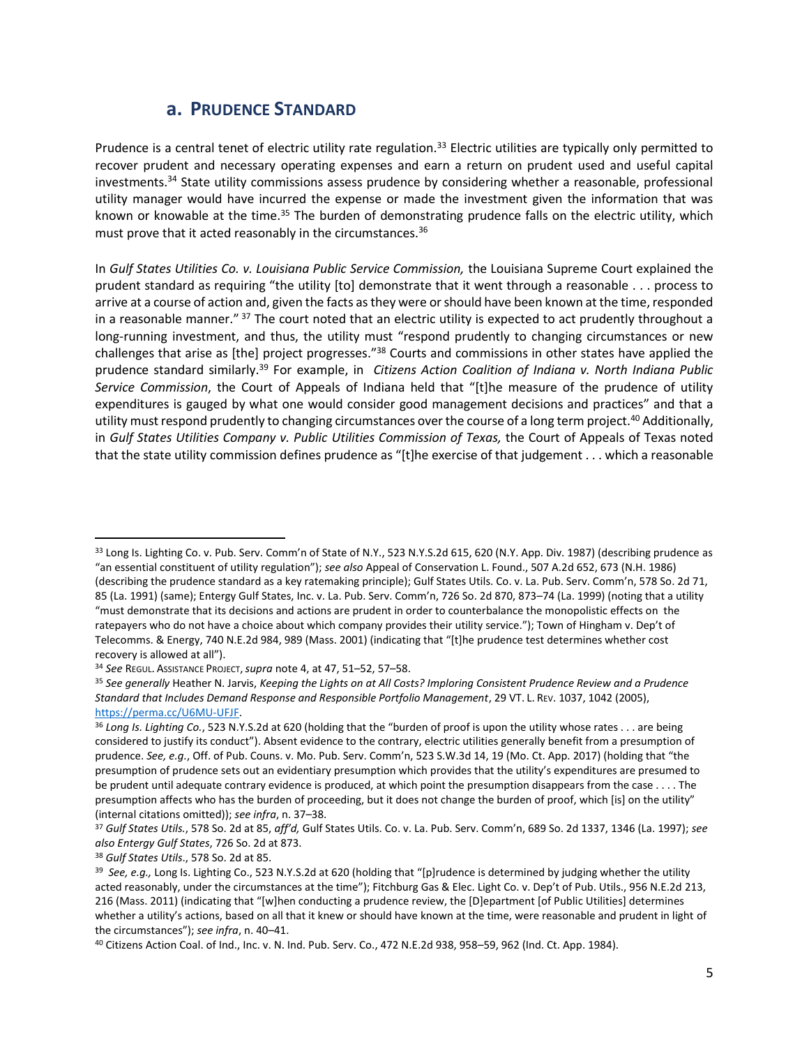## a. PRUDENCE STANDARD

Prudence is a central tenet of electric utility rate regulation.[33] Electric utilities are typically only permitted to recover prudent and necessary operating expenses and earn a return on prudent used and useful capital investments.[34] State utility commissions assess prudence by considering whether a reasonable, professional utility manager would have incurred the expense or made the investment given the information that was known or knowable at the time.[35] The burden of demonstrating prudence falls on the electric utility, which must prove that it acted reasonably in the circumstances.[36]

In *Gulf States Utilities Co. v. Louisiana Public Service Commission,* the Louisiana Supreme Court explained the prudent standard as requiring "the utility [to] demonstrate that it went through a reasonable . . . process to arrive at a course of action and, given the facts as they were or should have been known at the time, responded in a reasonable manner." [37] The court noted that an electric utility is expected to act prudently throughout a long-running investment, and thus, the utility must "respond prudently to changing circumstances or new challenges that arise as [the] project progresses."[38] Courts and commissions in other states have applied the prudence standard similarly.[39] For example, in *Citizens Action Coalition of Indiana v. North Indiana Public Service Commission*, the Court of Appeals of Indiana held that "[t]he measure of the prudence of utility expenditures is gauged by what one would consider good management decisions and practices" and that a utility must respond prudently to changing circumstances over the course of a long term project.[40] Additionally, in *Gulf States Utilities Company v. Public Utilities Commission of Texas,* the Court of Appeals of Texas noted that the state utility commission defines prudence as "[t]he exercise of that judgement . . . which a reasonable

---

[33] Long Is. Lighting Co. v. Pub. Serv. Comm'n of State of N.Y., 523 N.Y.S.2d 615, 620 (N.Y. App. Div. 1987) (describing prudence as "an essential constituent of utility regulation"); *see also* Appeal of Conservation L. Found., 507 A.2d 652, 673 (N.H. 1986) (describing the prudence standard as a key ratemaking principle); Gulf States Utils. Co. v. La. Pub. Serv. Comm'n, 578 So. 2d 71, 85 (La. 1991) (same); Entergy Gulf States, Inc. v. La. Pub. Serv. Comm'n, 726 So. 2d 870, 873–74 (La. 1999) (noting that a utility "must demonstrate that its decisions and actions are prudent in order to counterbalance the monopolistic effects on the ratepayers who do not have a choice about which company provides their utility service."); Town of Hingham v. Dep't of Telecomms. & Energy, 740 N.E.2d 984, 989 (Mass. 2001) (indicating that "[t]he prudence test determines whether cost recovery is allowed at all").

[34] *See* REGUL. ASSISTANCE PROJECT, *supra* note 4, at 47, 51–52, 57–58.

[35] *See generally* Heather N. Jarvis, *Keeping the Lights on at All Costs? Imploring Consistent Prudence Review and a Prudence Standard that Includes Demand Response and Responsible Portfolio Management*, 29 VT. L. REV. 1037, 1042 (2005), https://perma.cc/U6MU-UFJF.

[36] *Long Is. Lighting Co.*, 523 N.Y.S.2d at 620 (holding that the "burden of proof is upon the utility whose rates . . . are being considered to justify its conduct"). Absent evidence to the contrary, electric utilities generally benefit from a presumption of prudence. *See, e.g.*, Off. of Pub. Couns. v. Mo. Pub. Serv. Comm'n, 523 S.W.3d 14, 19 (Mo. Ct. App. 2017) (holding that "the presumption of prudence sets out an evidentiary presumption which provides that the utility's expenditures are presumed to be prudent until adequate contrary evidence is produced, at which point the presumption disappears from the case . . . . The presumption affects who has the burden of proceeding, but it does not change the burden of proof, which [is] on the utility" (internal citations omitted)); *see infra*, n. 37–38.

[37] *Gulf States Utils.*, 578 So. 2d at 85, *aff'd,* Gulf States Utils. Co. v. La. Pub. Serv. Comm'n, 689 So. 2d 1337, 1346 (La. 1997); *see also Entergy Gulf States*, 726 So. 2d at 873.

[38] *Gulf States Utils*., 578 So. 2d at 85.

[39] *See, e.g.,* Long Is. Lighting Co., 523 N.Y.S.2d at 620 (holding that "[p]rudence is determined by judging whether the utility acted reasonably, under the circumstances at the time"); Fitchburg Gas & Elec. Light Co. v. Dep't of Pub. Utils., 956 N.E.2d 213, 216 (Mass. 2011) (indicating that "[w]hen conducting a prudence review, the [D]epartment [of Public Utilities] determines whether a utility's actions, based on all that it knew or should have known at the time, were reasonable and prudent in light of the circumstances"); *see infra*, n. 40–41.

[40] Citizens Action Coal. of Ind., Inc. v. N. Ind. Pub. Serv. Co., 472 N.E.2d 938, 958–59, 962 (Ind. Ct. App. 1984).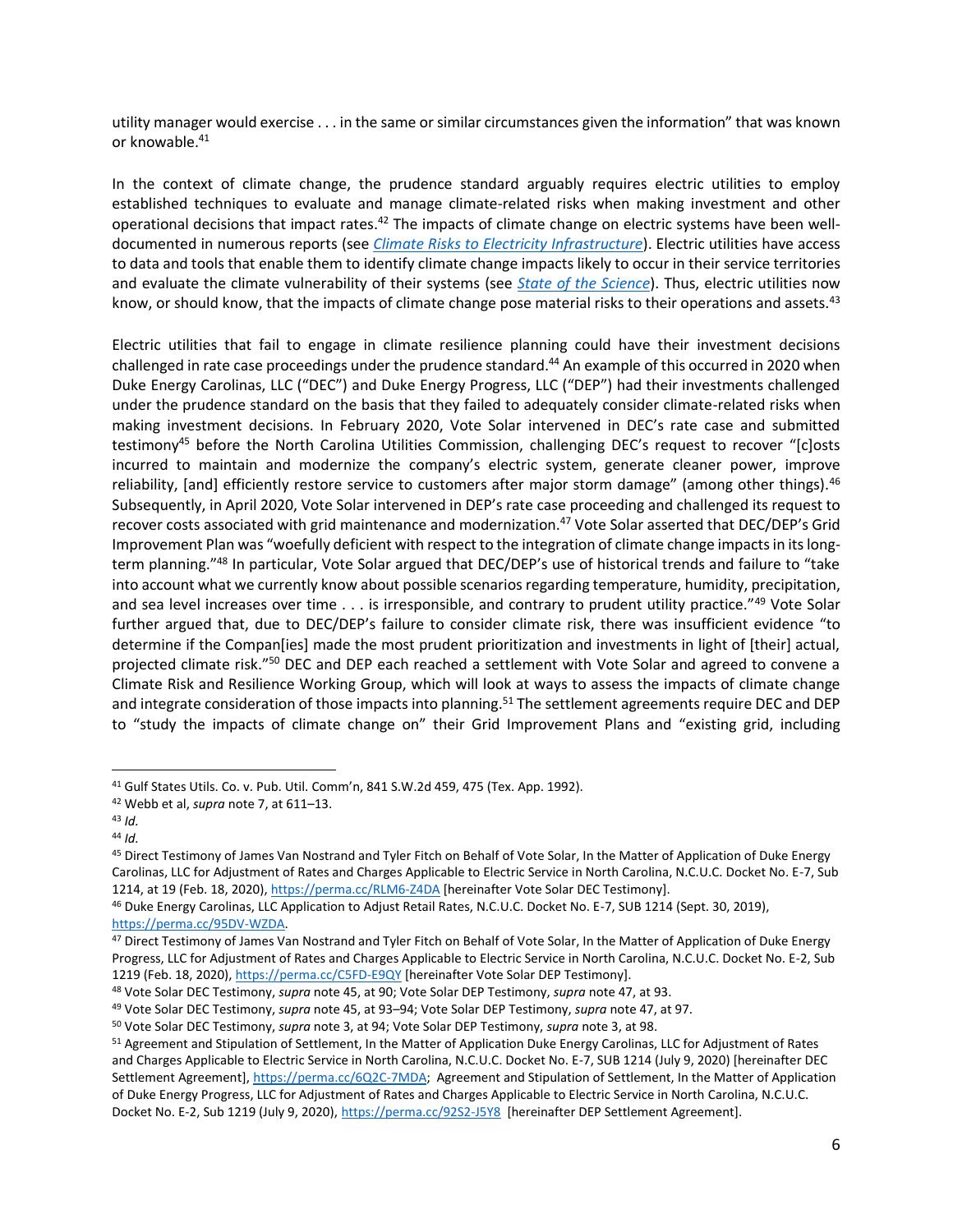utility manager would exercise . . . in the same or similar circumstances given the information" that was known or knowable.[41]

In the context of climate change, the prudence standard arguably requires electric utilities to employ established techniques to evaluate and manage climate-related risks when making investment and other operational decisions that impact rates.[42] The impacts of climate change on electric systems have been well-documented in numerous reports (see *Climate Risks to Electricity Infrastructure*). Electric utilities have access to data and tools that enable them to identify climate change impacts likely to occur in their service territories and evaluate the climate vulnerability of their systems (see *State of the Science*). Thus, electric utilities now know, or should know, that the impacts of climate change pose material risks to their operations and assets.[43]

Electric utilities that fail to engage in climate resilience planning could have their investment decisions challenged in rate case proceedings under the prudence standard.[44] An example of this occurred in 2020 when Duke Energy Carolinas, LLC ("DEC") and Duke Energy Progress, LLC ("DEP") had their investments challenged under the prudence standard on the basis that they failed to adequately consider climate-related risks when making investment decisions. In February 2020, Vote Solar intervened in DEC's rate case and submitted testimony[45] before the North Carolina Utilities Commission, challenging DEC's request to recover "[c]osts incurred to maintain and modernize the company's electric system, generate cleaner power, improve reliability, [and] efficiently restore service to customers after major storm damage" (among other things).[46] Subsequently, in April 2020, Vote Solar intervened in DEP's rate case proceeding and challenged its request to recover costs associated with grid maintenance and modernization.[47] Vote Solar asserted that DEC/DEP's Grid Improvement Plan was "woefully deficient with respect to the integration of climate change impacts in its long-term planning."[48] In particular, Vote Solar argued that DEC/DEP's use of historical trends and failure to "take into account what we currently know about possible scenarios regarding temperature, humidity, precipitation, and sea level increases over time . . . is irresponsible, and contrary to prudent utility practice."[49] Vote Solar further argued that, due to DEC/DEP's failure to consider climate risk, there was insufficient evidence "to determine if the Compan[ies] made the most prudent prioritization and investments in light of [their] actual, projected climate risk."[50] DEC and DEP each reached a settlement with Vote Solar and agreed to convene a Climate Risk and Resilience Working Group, which will look at ways to assess the impacts of climate change and integrate consideration of those impacts into planning.[51] The settlement agreements require DEC and DEP to "study the impacts of climate change on" their Grid Improvement Plans and "existing grid, including

---

[41] Gulf States Utils. Co. v. Pub. Util. Comm'n, 841 S.W.2d 459, 475 (Tex. App. 1992).

[42] Webb et al, *supra* note 7, at 611–13.

[43] *Id.*

[44] *Id.*

[45] Direct Testimony of James Van Nostrand and Tyler Fitch on Behalf of Vote Solar, In the Matter of Application of Duke Energy Carolinas, LLC for Adjustment of Rates and Charges Applicable to Electric Service in North Carolina, N.C.U.C. Docket No. E-7, Sub 1214, at 19 (Feb. 18, 2020), https://perma.cc/RLM6-Z4DA [hereinafter Vote Solar DEC Testimony].

[46] Duke Energy Carolinas, LLC Application to Adjust Retail Rates, N.C.U.C. Docket No. E-7, SUB 1214 (Sept. 30, 2019), https://perma.cc/95DV-WZDA.

[47] Direct Testimony of James Van Nostrand and Tyler Fitch on Behalf of Vote Solar, In the Matter of Application of Duke Energy Progress, LLC for Adjustment of Rates and Charges Applicable to Electric Service in North Carolina, N.C.U.C. Docket No. E-2, Sub 1219 (Feb. 18, 2020), https://perma.cc/C5FD-E9QY [hereinafter Vote Solar DEP Testimony].

[48] Vote Solar DEC Testimony, *supra* note 45, at 90; Vote Solar DEP Testimony, *supra* note 47, at 93.

[49] Vote Solar DEC Testimony, *supra* note 45, at 93–94; Vote Solar DEP Testimony, *supra* note 47, at 97.

[50] Vote Solar DEC Testimony, *supra* note 3, at 94; Vote Solar DEP Testimony, *supra* note 3, at 98.

[51] Agreement and Stipulation of Settlement, In the Matter of Application Duke Energy Carolinas, LLC for Adjustment of Rates and Charges Applicable to Electric Service in North Carolina, N.C.U.C. Docket No. E-7, SUB 1214 (July 9, 2020) [hereinafter DEC Settlement Agreement], https://perma.cc/6Q2C-7MDA; Agreement and Stipulation of Settlement, In the Matter of Application of Duke Energy Progress, LLC for Adjustment of Rates and Charges Applicable to Electric Service in North Carolina, N.C.U.C. Docket No. E-2, Sub 1219 (July 9, 2020), https://perma.cc/92S2-J5Y8 [hereinafter DEP Settlement Agreement].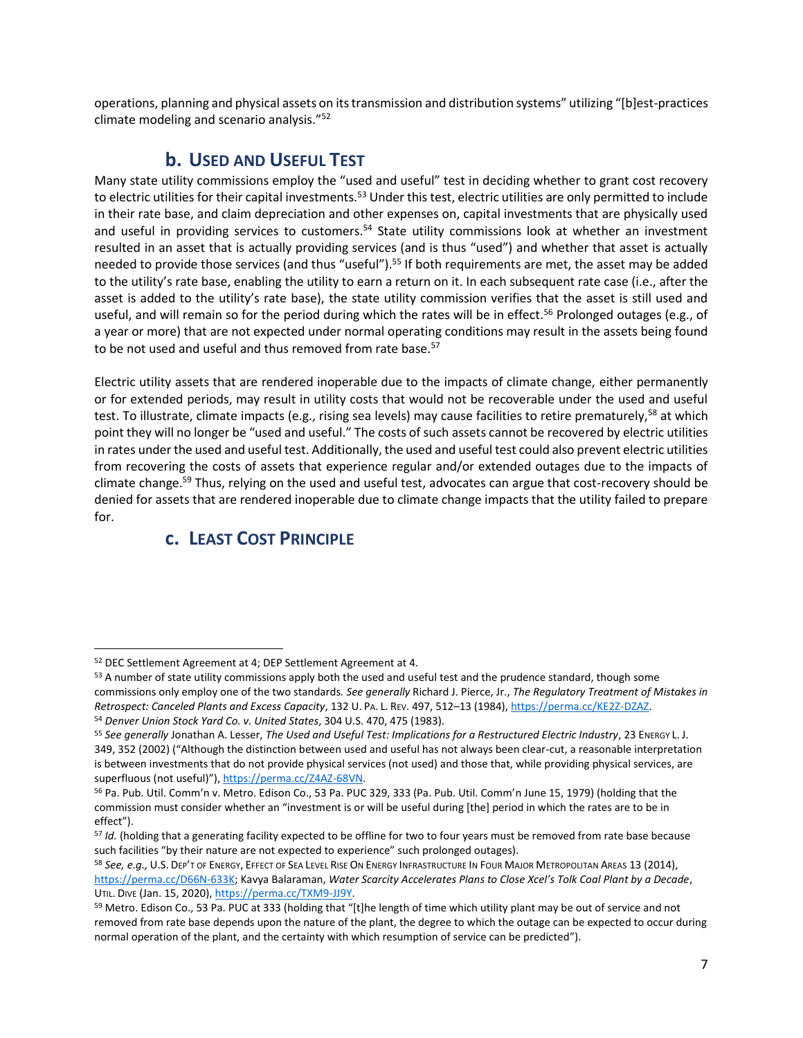operations, planning and physical assets on its transmission and distribution systems" utilizing "[b]est-practices climate modeling and scenario analysis."[52]

## b. Used and Useful Test

Many state utility commissions employ the "used and useful" test in deciding whether to grant cost recovery to electric utilities for their capital investments.[53] Under this test, electric utilities are only permitted to include in their rate base, and claim depreciation and other expenses on, capital investments that are physically used and useful in providing services to customers.[54] State utility commissions look at whether an investment resulted in an asset that is actually providing services (and is thus "used") and whether that asset is actually needed to provide those services (and thus "useful").[55] If both requirements are met, the asset may be added to the utility's rate base, enabling the utility to earn a return on it. In each subsequent rate case (i.e., after the asset is added to the utility's rate base), the state utility commission verifies that the asset is still used and useful, and will remain so for the period during which the rates will be in effect.[56] Prolonged outages (e.g., of a year or more) that are not expected under normal operating conditions may result in the assets being found to be not used and useful and thus removed from rate base.[57]

Electric utility assets that are rendered inoperable due to the impacts of climate change, either permanently or for extended periods, may result in utility costs that would not be recoverable under the used and useful test. To illustrate, climate impacts (e.g., rising sea levels) may cause facilities to retire prematurely,[58] at which point they will no longer be "used and useful." The costs of such assets cannot be recovered by electric utilities in rates under the used and useful test. Additionally, the used and useful test could also prevent electric utilities from recovering the costs of assets that experience regular and/or extended outages due to the impacts of climate change.[59] Thus, relying on the used and useful test, advocates can argue that cost-recovery should be denied for assets that are rendered inoperable due to climate change impacts that the utility failed to prepare for.

## c. Least Cost Principle

---

[52] DEC Settlement Agreement at 4; DEP Settlement Agreement at 4.

[53] A number of state utility commissions apply both the used and useful test and the prudence standard, though some commissions only employ one of the two standards. *See generally* Richard J. Pierce, Jr., *The Regulatory Treatment of Mistakes in Retrospect: Canceled Plants and Excess Capacity*, 132 U. Pa. L. Rev. 497, 512–13 (1984), https://perma.cc/KE2Z-DZAZ.

[54] *Denver Union Stock Yard Co. v. United States*, 304 U.S. 470, 475 (1983).

[55] *See generally* Jonathan A. Lesser, *The Used and Useful Test: Implications for a Restructured Electric Industry*, 23 Energy L. J. 349, 352 (2002) ("Although the distinction between used and useful has not always been clear-cut, a reasonable interpretation is between investments that do not provide physical services (not used) and those that, while providing physical services, are superfluous (not useful)"), https://perma.cc/Z4AZ-68VN.

[56] Pa. Pub. Util. Comm'n v. Metro. Edison Co., 53 Pa. PUC 329, 333 (Pa. Pub. Util. Comm'n June 15, 1979) (holding that the commission must consider whether an "investment is or will be useful during [the] period in which the rates are to be in effect").

[57] *Id.* (holding that a generating facility expected to be offline for two to four years must be removed from rate base because such facilities "by their nature are not expected to experience" such prolonged outages).

[58] *See, e.g.,* U.S. Dep't of Energy, Effect of Sea Level Rise On Energy Infrastructure In Four Major Metropolitan Areas 13 (2014), https://perma.cc/D66N-633K; Kavya Balaraman, *Water Scarcity Accelerates Plans to Close Xcel's Tolk Coal Plant by a Decade*, Util. Dive (Jan. 15, 2020), https://perma.cc/TXM9-JJ9Y.

[59] Metro. Edison Co., 53 Pa. PUC at 333 (holding that "[t]he length of time which utility plant may be out of service and not removed from rate base depends upon the nature of the plant, the degree to which the outage can be expected to occur during normal operation of the plant, and the certainty with which resumption of service can be predicted").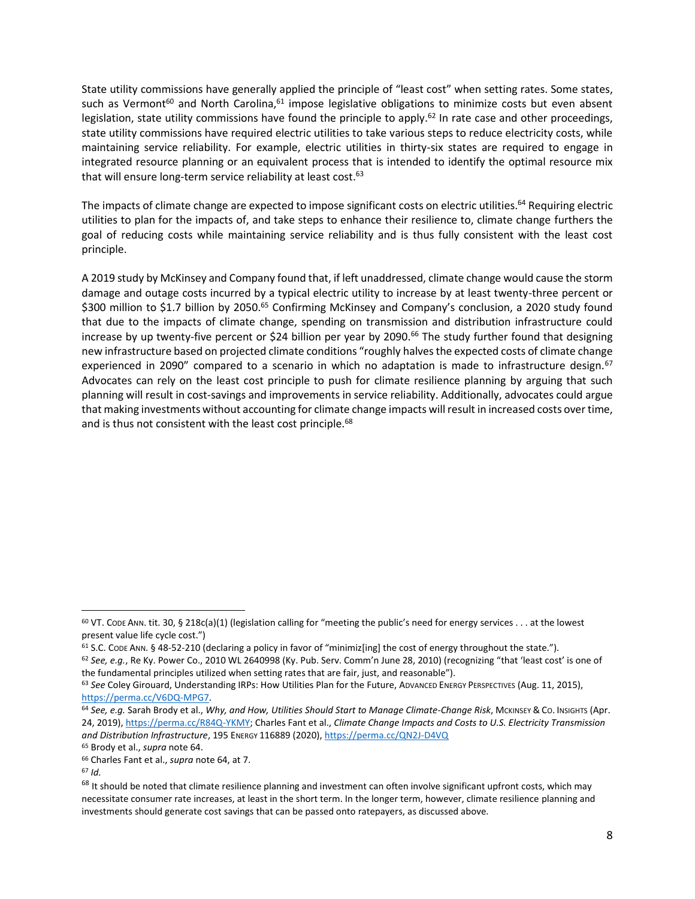State utility commissions have generally applied the principle of "least cost" when setting rates. Some states, such as Vermont[60] and North Carolina,[61] impose legislative obligations to minimize costs but even absent legislation, state utility commissions have found the principle to apply.[62] In rate case and other proceedings, state utility commissions have required electric utilities to take various steps to reduce electricity costs, while maintaining service reliability. For example, electric utilities in thirty-six states are required to engage in integrated resource planning or an equivalent process that is intended to identify the optimal resource mix that will ensure long-term service reliability at least cost.[63]

The impacts of climate change are expected to impose significant costs on electric utilities.[64] Requiring electric utilities to plan for the impacts of, and take steps to enhance their resilience to, climate change furthers the goal of reducing costs while maintaining service reliability and is thus fully consistent with the least cost principle.

A 2019 study by McKinsey and Company found that, if left unaddressed, climate change would cause the storm damage and outage costs incurred by a typical electric utility to increase by at least twenty-three percent or $300 million to $1.7 billion by 2050.[65] Confirming McKinsey and Company's conclusion, a 2020 study found that due to the impacts of climate change, spending on transmission and distribution infrastructure could increase by up twenty-five percent or $24 billion per year by 2090.[66] The study further found that designing new infrastructure based on projected climate conditions "roughly halves the expected costs of climate change experienced in 2090" compared to a scenario in which no adaptation is made to infrastructure design.[67] Advocates can rely on the least cost principle to push for climate resilience planning by arguing that such planning will result in cost-savings and improvements in service reliability. Additionally, advocates could argue that making investments without accounting for climate change impacts will result in increased costs over time, and is thus not consistent with the least cost principle.[68]

---

[60] VT. CODE ANN. tit. 30, § 218c(a)(1) (legislation calling for "meeting the public's need for energy services . . . at the lowest present value life cycle cost.")

[61] S.C. CODE ANN. § 48-52-210 (declaring a policy in favor of "minimiz[ing] the cost of energy throughout the state.").

[62] *See, e.g.*, Re Ky. Power Co., 2010 WL 2640998 (Ky. Pub. Serv. Comm'n June 28, 2010) (recognizing "that 'least cost' is one of the fundamental principles utilized when setting rates that are fair, just, and reasonable").

[63] *See* Coley Girouard, Understanding IRPs: How Utilities Plan for the Future, ADVANCED ENERGY PERSPECTIVES (Aug. 11, 2015), https://perma.cc/V6DQ-MPG7.

[64] *See, e.g.* Sarah Brody et al., *Why, and How, Utilities Should Start to Manage Climate-Change Risk*, MCKINSEY & CO. INSIGHTS (Apr. 24, 2019), https://perma.cc/R84Q-YKMY; Charles Fant et al., *Climate Change Impacts and Costs to U.S. Electricity Transmission and Distribution Infrastructure*, 195 ENERGY 116889 (2020), https://perma.cc/QN2J-D4VQ

[65] Brody et al., *supra* note 64.

[66] Charles Fant et al., *supra* note 64, at 7.

[67] *Id.*

[68] It should be noted that climate resilience planning and investment can often involve significant upfront costs, which may necessitate consumer rate increases, at least in the short term. In the longer term, however, climate resilience planning and investments should generate cost savings that can be passed onto ratepayers, as discussed above.